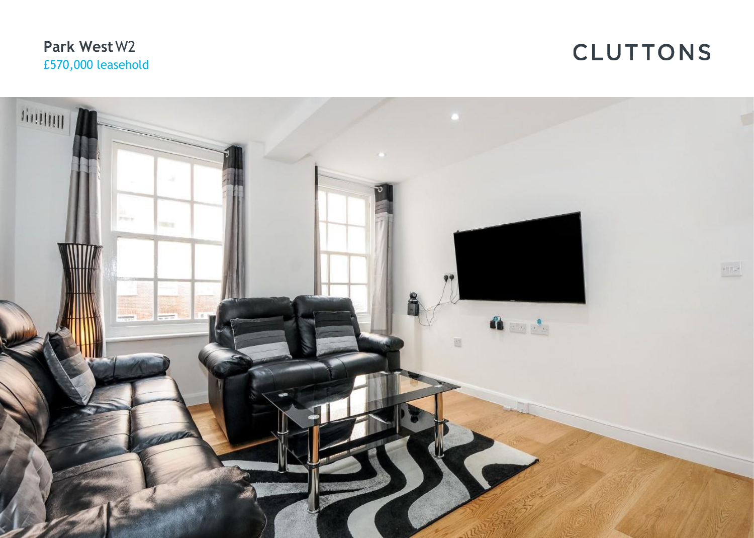**Park West** W2
£570,000 leasehold

CLUTTONS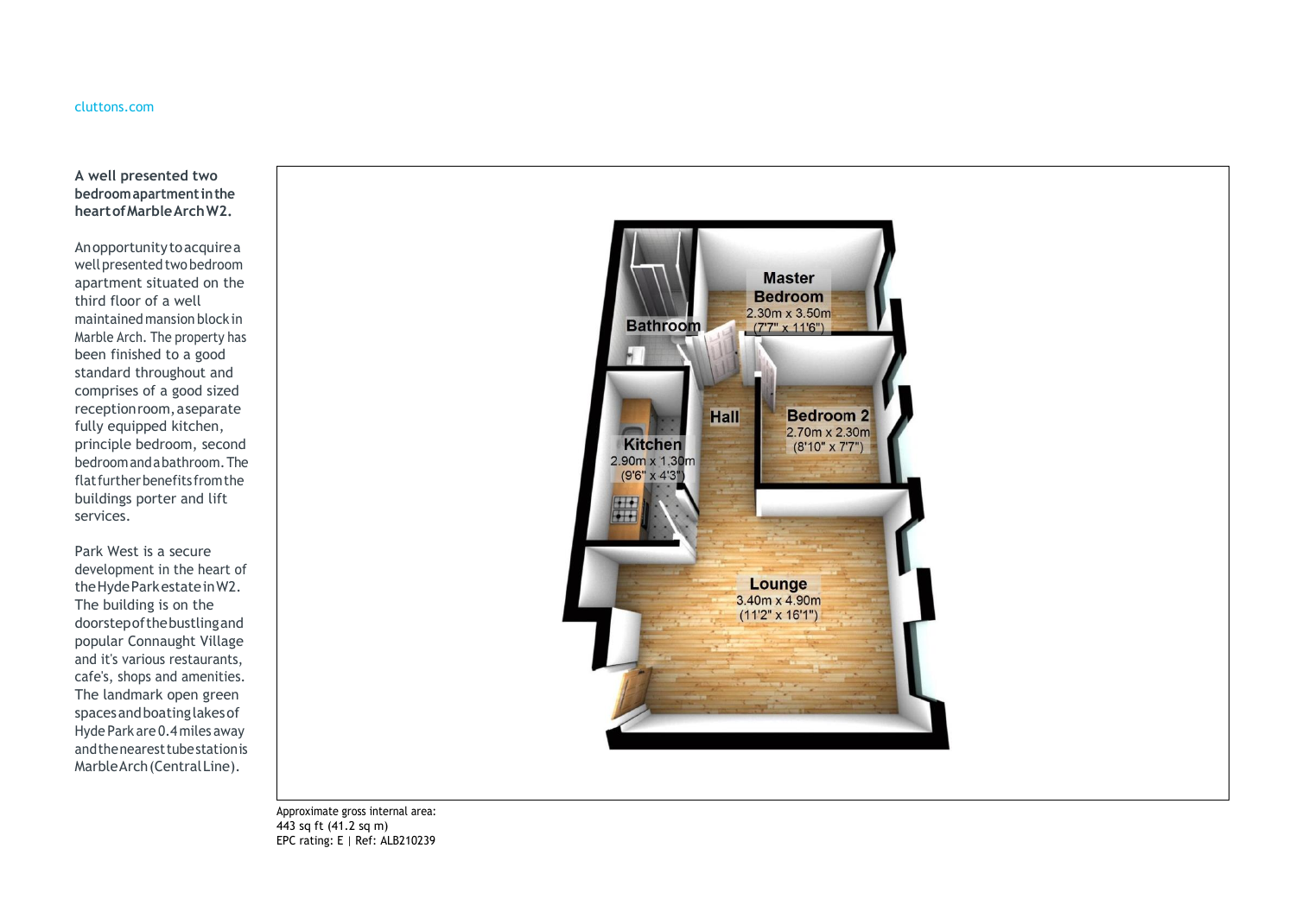cluttons.com

**A well presented two bedroom apartment in the heart of Marble Arch W2.**

An opportunity to acquire a well presented two bedroom apartment situated on the third floor of a well maintained mansion block in Marble Arch. The property has been finished to a good standard throughout and comprises of a good sized reception room, a separate fully equipped kitchen, principle bedroom, second bedroom and a bathroom. The flat further benefits from the buildings porter and lift services.

Park West is a secure development in the heart of the Hyde Park estate in W2. The building is on the doorstep of the bustling and popular Connaught Village and it's various restaurants, cafe's, shops and amenities. The landmark open green spaces and boating lakes of Hyde Park are 0.4 miles away and the nearest tube station is Marble Arch (Central Line).

Master Bedroom
2.30m x 3.50m
(7'7" x 11'6")

Bathroom

Hall

Bedroom 2
2.70m x 2.30m
(8'10" x 7'7")

Kitchen
2.90m x 1.30m
(9'6" x 4'3")

Lounge
3.40m x 4.90m
(11'2" x 16'1")

Approximate gross internal area:
443 sq ft (41.2 sq m)
EPC rating: E | Ref: ALB210239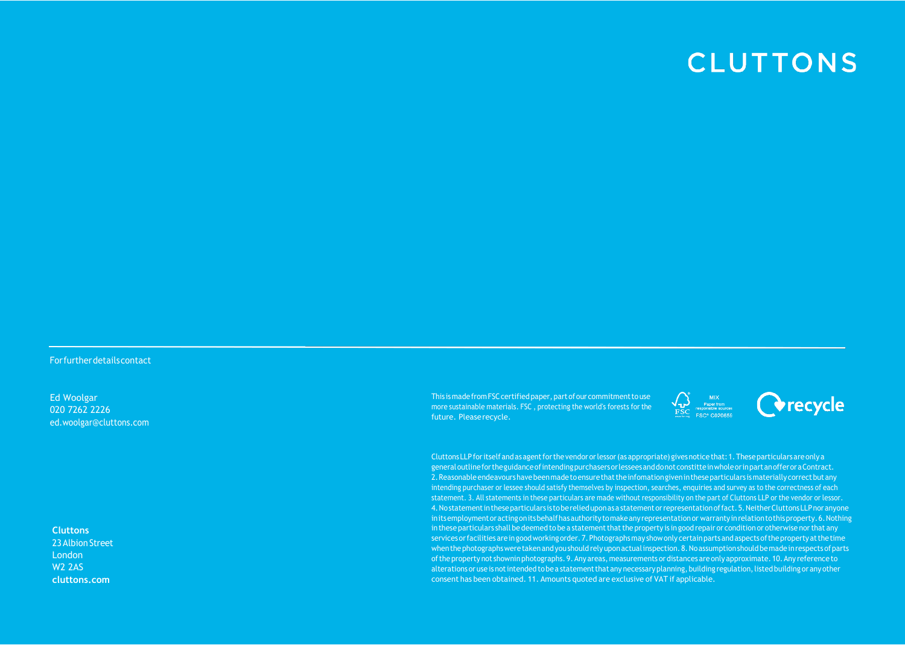# CLUTTONS

For further details contact

Ed Woolgar
020 7262 2226
ed.woolgar@cluttons.com

**Cluttons**
23 Albion Street
London
W2 2AS
**cluttons.com**

This is made from FSC certified paper, part of our commitment to use more sustainable materials. FSC , protecting the world's forests for the future. Please recycle.

MIX
Paper from responsible sources
FSC® C020659

recycle

Cluttons LLP for itself and as agent for the vendor or lessor (as appropriate) gives notice that: 1. These particulars are only a general outline for the guidance of intending purchasers or lessees and do not constitte in whole or in part an offer or a Contract. 2. Reasonable endeavours have been made to ensure that the infomation given in these particulars is materially correct but any intending purchaser or lessee should satisfy themselves by inspection, searches, enquiries and survey as to the correctness of each statement. 3. All statements in these particulars are made without responsibility on the part of Cluttons LLP or the vendor or lessor. 4. No statement in these particulars is to be relied upon as a statement or representation of fact. 5. Neither Cluttons LLP nor anyone in its employment or acting on its behalf has authority to make any representation or warranty in relation to this property. 6. Nothing in these particulars shall be deemed to be a statement that the property is in good repair or condition or otherwise nor that any services or facilities are in good working order. 7. Photographs may show only certain parts and aspects of the property at the time when the photographs were taken and you should rely upon actual inspection. 8. No assumption should be made in respects of parts of the property not shownin photographs. 9. Any areas, measurements or distances are only approximate. 10. Any reference to alterations or use is not intended to be a statement that any necessary planning, building regulation, listed building or any other consent has been obtained. 11. Amounts quoted are exclusive of VAT if applicable.